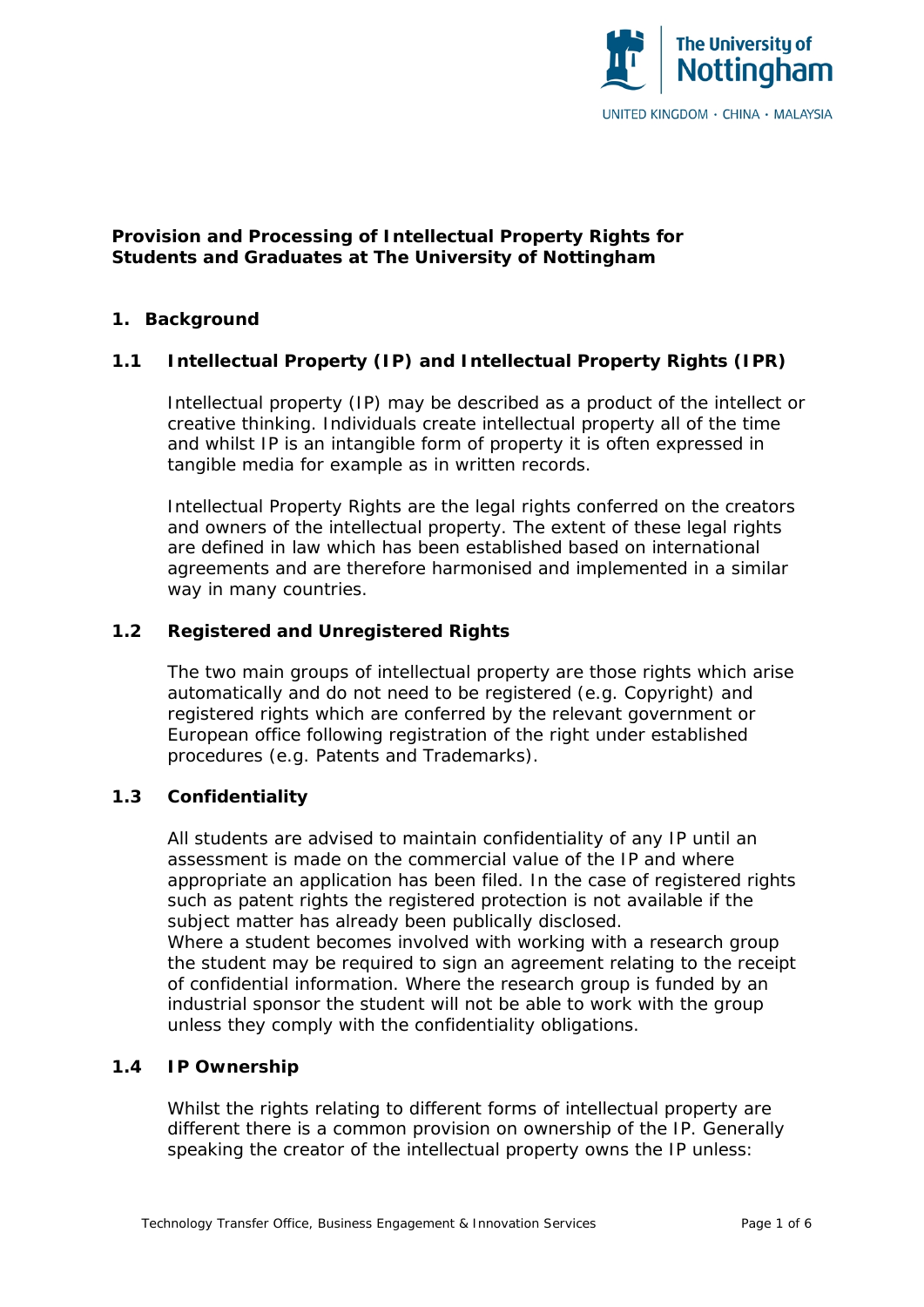# Provision and Processing of Intellectual Property Rights for Students and Graduates at The University of Nottingham

## 1. Background

### 1.1 Intellectual Property (IP) and Intellectual Property Rights (IPR)

Intellectual property (IP) may be described as a product of the intellect or creative thinking. Individuals create intellectual property all of the time and whilst IP is an intangible form of property it is often expressed in tangible media for example as in written records.

Intellectual Property Rights are the legal rights conferred on the creators and owners of the intellectual property. The extent of these legal rights are defined in law which has been established based on international agreements and are therefore harmonised and implemented in a similar way in many countries.

### 1.2 Registered and Unregistered Rights

The two main groups of intellectual property are those rights which arise automatically and do not need to be registered (e.g. Copyright) and registered rights which are conferred by the relevant government or European office following registration of the right under established procedures (e.g. Patents and Trademarks).

### 1.3 Confidentiality

All students are advised to maintain confidentiality of any IP until an assessment is made on the commercial value of the IP and where appropriate an application has been filed. In the case of registered rights such as patent rights the registered protection is not available if the subject matter has already been publically disclosed.
Where a student becomes involved with working with a research group the student may be required to sign an agreement relating to the receipt of confidential information. Where the research group is funded by an industrial sponsor the student will not be able to work with the group unless they comply with the confidentiality obligations.

### 1.4 IP Ownership

Whilst the rights relating to different forms of intellectual property are different there is a common provision on ownership of the IP. Generally speaking the creator of the intellectual property owns the IP unless: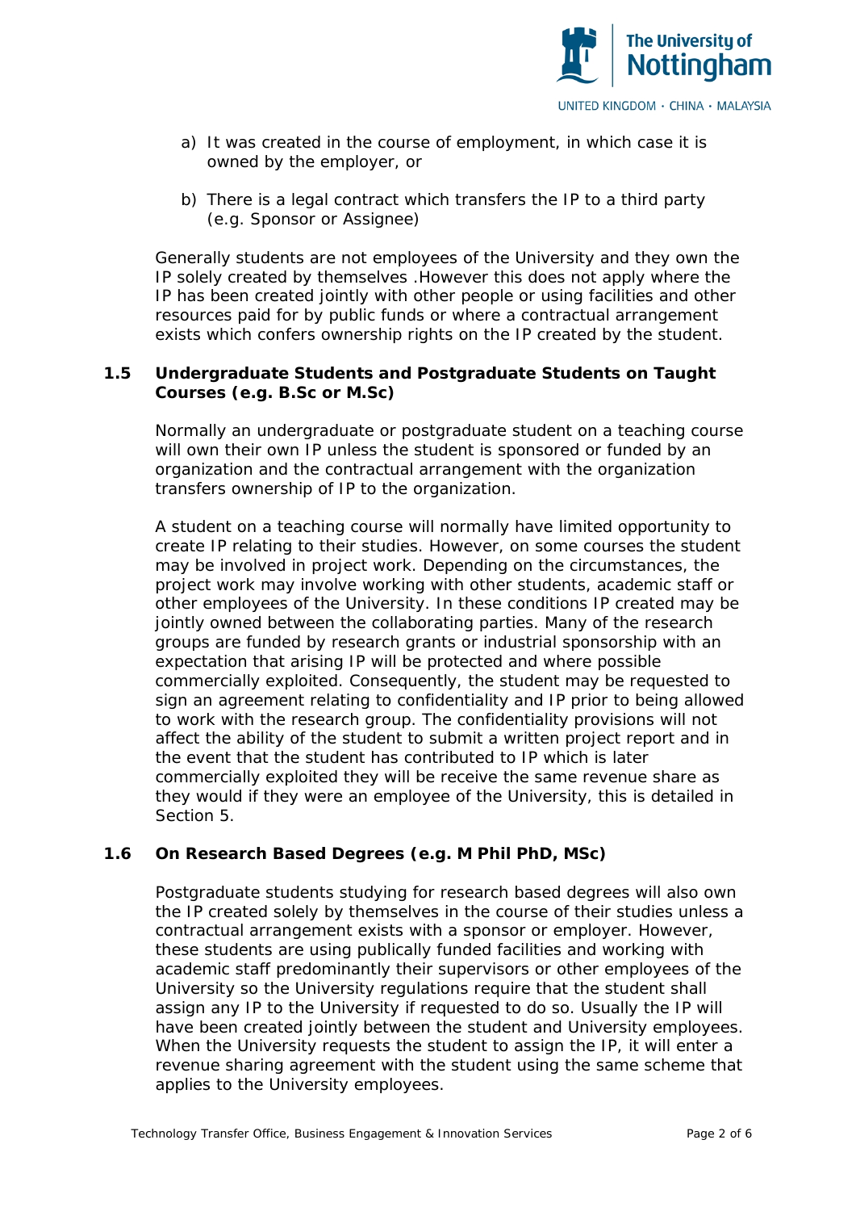a) It was created in the course of employment, in which case it is owned by the employer, or

b) There is a legal contract which transfers the IP to a third party (e.g. Sponsor or Assignee)

Generally students are not employees of the University and they own the IP solely created by themselves .However this does not apply where the IP has been created jointly with other people or using facilities and other resources paid for by public funds or where a contractual arrangement exists which confers ownership rights on the IP created by the student.

### 1.5 Undergraduate Students and Postgraduate Students on Taught Courses (e.g. B.Sc or M.Sc)

Normally an undergraduate or postgraduate student on a teaching course will own their own IP unless the student is sponsored or funded by an organization and the contractual arrangement with the organization transfers ownership of IP to the organization.

A student on a teaching course will normally have limited opportunity to create IP relating to their studies. However, on some courses the student may be involved in project work. Depending on the circumstances, the project work may involve working with other students, academic staff or other employees of the University. In these conditions IP created may be jointly owned between the collaborating parties. Many of the research groups are funded by research grants or industrial sponsorship with an expectation that arising IP will be protected and where possible commercially exploited. Consequently, the student may be requested to sign an agreement relating to confidentiality and IP prior to being allowed to work with the research group. The confidentiality provisions will not affect the ability of the student to submit a written project report and in the event that the student has contributed to IP which is later commercially exploited they will be receive the same revenue share as they would if they were an employee of the University, this is detailed in Section 5.

### 1.6 On Research Based Degrees (e.g. M Phil PhD, MSc)

Postgraduate students studying for research based degrees will also own the IP created solely by themselves in the course of their studies unless a contractual arrangement exists with a sponsor or employer. However, these students are using publically funded facilities and working with academic staff predominantly their supervisors or other employees of the University so the University regulations require that the student shall assign any IP to the University if requested to do so. Usually the IP will have been created jointly between the student and University employees. When the University requests the student to assign the IP, it will enter a revenue sharing agreement with the student using the same scheme that applies to the University employees.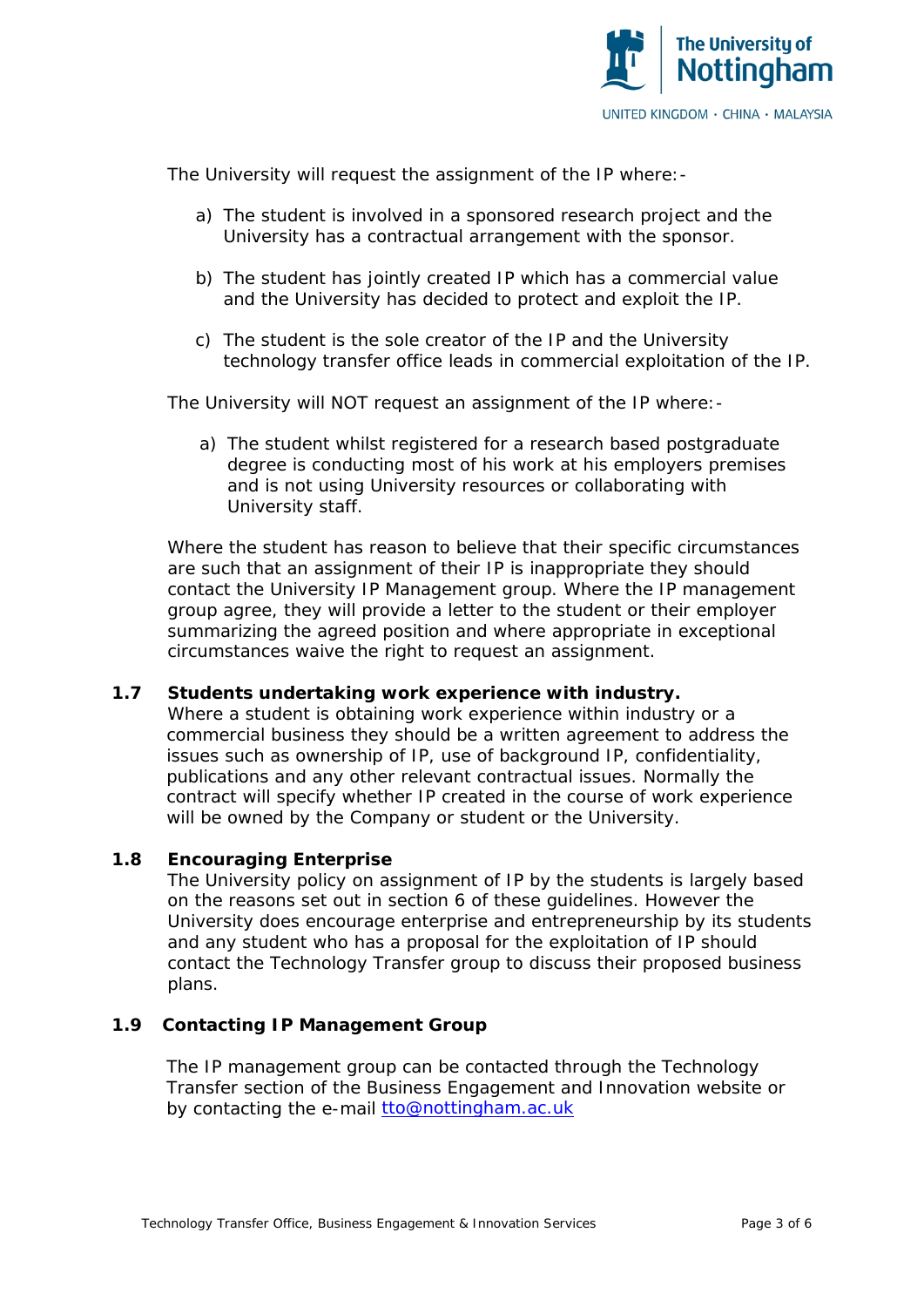The University will request the assignment of the IP where:-

a) The student is involved in a sponsored research project and the University has a contractual arrangement with the sponsor.

b) The student has jointly created IP which has a commercial value and the University has decided to protect and exploit the IP.

c) The student is the sole creator of the IP and the University technology transfer office leads in commercial exploitation of the IP.

The University will NOT request an assignment of the IP where:-

a) The student whilst registered for a research based postgraduate degree is conducting most of his work at his employers premises and is not using University resources or collaborating with University staff.

Where the student has reason to believe that their specific circumstances are such that an assignment of their IP is inappropriate they should contact the University IP Management group. Where the IP management group agree, they will provide a letter to the student or their employer summarizing the agreed position and where appropriate in exceptional circumstances waive the right to request an assignment.

### 1.7 Students undertaking work experience with industry.

Where a student is obtaining work experience within industry or a commercial business they should be a written agreement to address the issues such as ownership of IP, use of background IP, confidentiality, publications and any other relevant contractual issues. Normally the contract will specify whether IP created in the course of work experience will be owned by the Company or student or the University.

### 1.8 Encouraging Enterprise

The University policy on assignment of IP by the students is largely based on the reasons set out in section 6 of these guidelines. However the University does encourage enterprise and entrepreneurship by its students and any student who has a proposal for the exploitation of IP should contact the Technology Transfer group to discuss their proposed business plans.

### 1.9 Contacting IP Management Group

The IP management group can be contacted through the Technology Transfer section of the Business Engagement and Innovation website or by contacting the e-mail tto@nottingham.ac.uk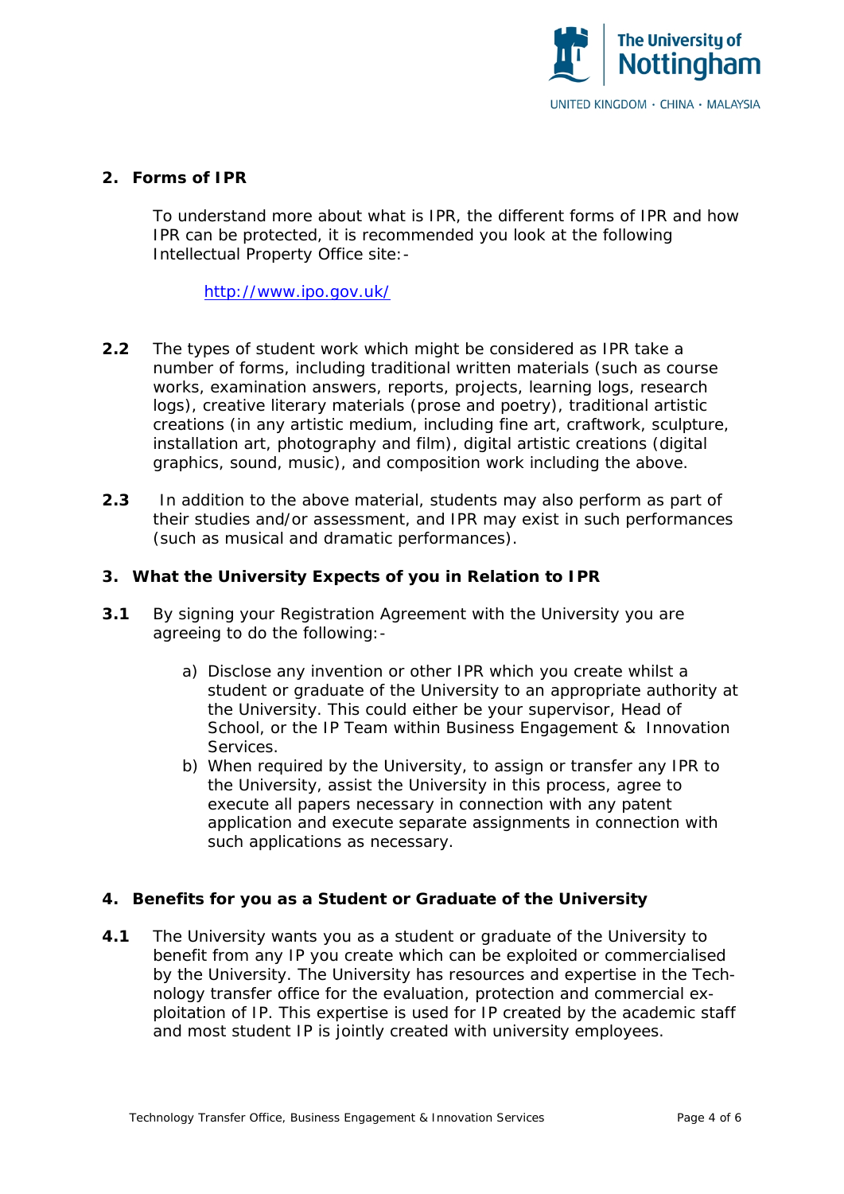## 2. Forms of IPR

To understand more about what is IPR, the different forms of IPR and how IPR can be protected, it is recommended you look at the following Intellectual Property Office site:-

http://www.ipo.gov.uk/

**2.2** The types of student work which might be considered as IPR take a number of forms, including traditional written materials (such as course works, examination answers, reports, projects, learning logs, research logs), creative literary materials (prose and poetry), traditional artistic creations (in any artistic medium, including fine art, craftwork, sculpture, installation art, photography and film), digital artistic creations (digital graphics, sound, music), and composition work including the above.

**2.3** In addition to the above material, students may also perform as part of their studies and/or assessment, and IPR may exist in such performances (such as musical and dramatic performances).

## 3. What the University Expects of you in Relation to IPR

**3.1** By signing your Registration Agreement with the University you are agreeing to do the following:-

a) Disclose any invention or other IPR which you create whilst a student or graduate of the University to an appropriate authority at the University. This could either be your supervisor, Head of School, or the IP Team within Business Engagement & Innovation Services.
b) When required by the University, to assign or transfer any IPR to the University, assist the University in this process, agree to execute all papers necessary in connection with any patent application and execute separate assignments in connection with such applications as necessary.

## 4. Benefits for you as a Student or Graduate of the University

**4.1** The University wants you as a student or graduate of the University to benefit from any IP you create which can be exploited or commercialised by the University. The University has resources and expertise in the Technology transfer office for the evaluation, protection and commercial exploitation of IP. This expertise is used for IP created by the academic staff and most student IP is jointly created with university employees.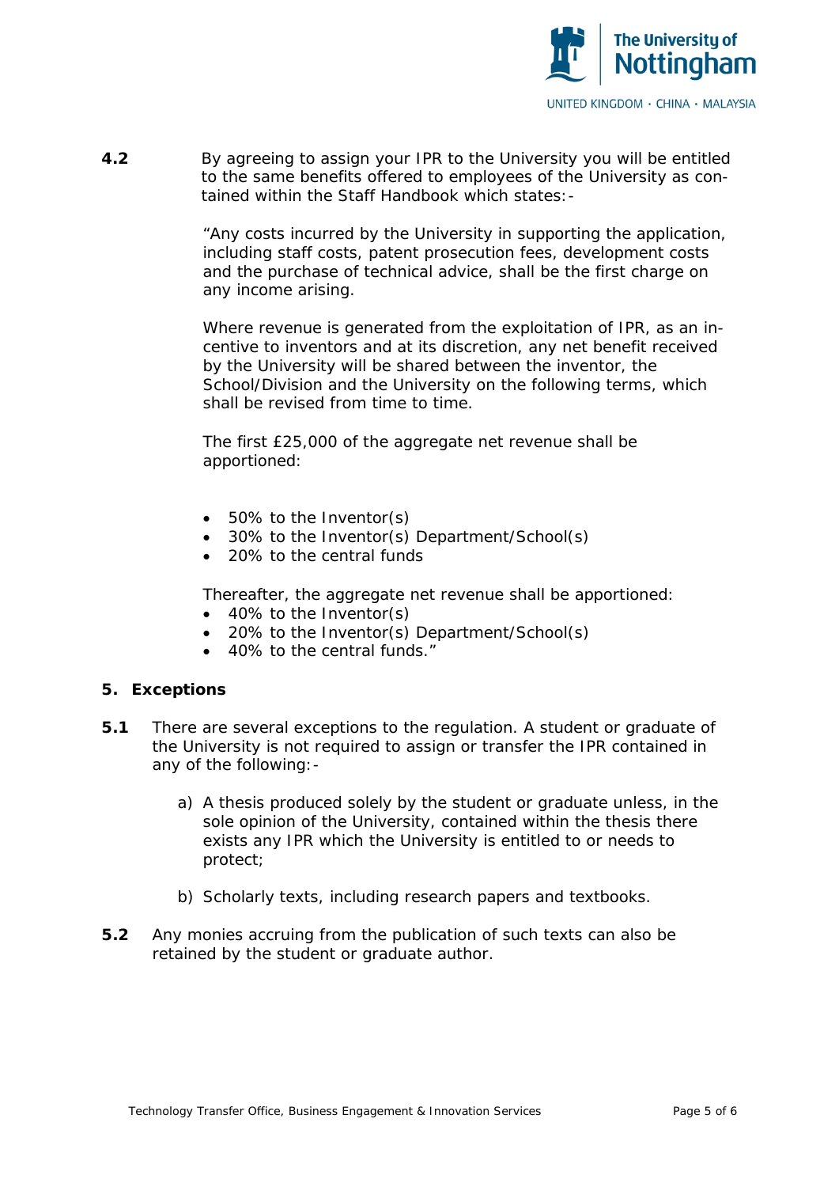**4.2** By agreeing to assign your IPR to the University you will be entitled to the same benefits offered to employees of the University as contained within the Staff Handbook which states:-

> "Any costs incurred by the University in supporting the application, including staff costs, patent prosecution fees, development costs and the purchase of technical advice, shall be the first charge on any income arising.
>
> Where revenue is generated from the exploitation of IPR, as an incentive to inventors and at its discretion, any net benefit received by the University will be shared between the inventor, the School/Division and the University on the following terms, which shall be revised from time to time.
>
> The first £25,000 of the aggregate net revenue shall be apportioned:
>
> - 50% to the Inventor(s)
> - 30% to the Inventor(s) Department/School(s)
> - 20% to the central funds
>
> Thereafter, the aggregate net revenue shall be apportioned:
>
> - 40% to the Inventor(s)
> - 20% to the Inventor(s) Department/School(s)
> - 40% to the central funds."

## 5. Exceptions

**5.1** There are several exceptions to the regulation. A student or graduate of the University is not required to assign or transfer the IPR contained in any of the following:-

a) A thesis produced solely by the student or graduate unless, in the sole opinion of the University, contained within the thesis there exists any IPR which the University is entitled to or needs to protect;

b) Scholarly texts, including research papers and textbooks.

**5.2** Any monies accruing from the publication of such texts can also be retained by the student or graduate author.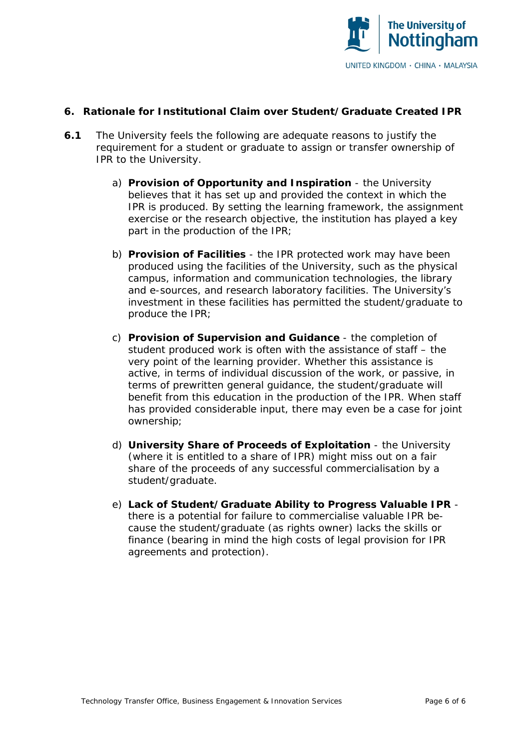## 6. Rationale for Institutional Claim over Student/Graduate Created IPR

**6.1** The University feels the following are adequate reasons to justify the requirement for a student or graduate to assign or transfer ownership of IPR to the University.

a) **Provision of Opportunity and Inspiration** - the University believes that it has set up and provided the context in which the IPR is produced. By setting the learning framework, the assignment exercise or the research objective, the institution has played a key part in the production of the IPR;

b) **Provision of Facilities** - the IPR protected work may have been produced using the facilities of the University, such as the physical campus, information and communication technologies, the library and e-sources, and research laboratory facilities. The University's investment in these facilities has permitted the student/graduate to produce the IPR;

c) **Provision of Supervision and Guidance** - the completion of student produced work is often with the assistance of staff – the very point of the learning provider. Whether this assistance is active, in terms of individual discussion of the work, or passive, in terms of prewritten general guidance, the student/graduate will benefit from this education in the production of the IPR. When staff has provided considerable input, there may even be a case for joint ownership;

d) **University Share of Proceeds of Exploitation** - the University (where it is entitled to a share of IPR) might miss out on a fair share of the proceeds of any successful commercialisation by a student/graduate.

e) **Lack of Student/Graduate Ability to Progress Valuable IPR** - there is a potential for failure to commercialise valuable IPR because the student/graduate (as rights owner) lacks the skills or finance (bearing in mind the high costs of legal provision for IPR agreements and protection).